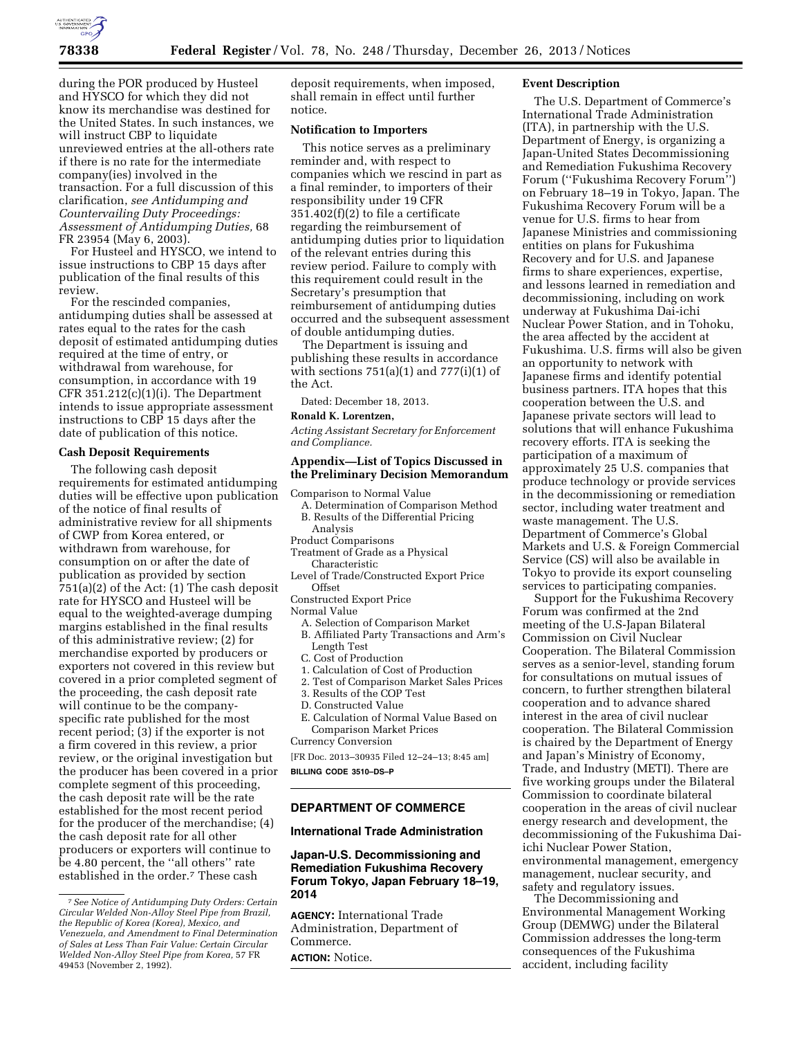during the POR produced by Husteel and HYSCO for which they did not know its merchandise was destined for the United States. In such instances, we will instruct CBP to liquidate unreviewed entries at the all-others rate if there is no rate for the intermediate company(ies) involved in the transaction. For a full discussion of this clarification, *see Antidumping and Countervailing Duty Proceedings: Assessment of Antidumping Duties,* 68 FR 23954 (May 6, 2003).

For Husteel and HYSCO, we intend to issue instructions to CBP 15 days after publication of the final results of this review.

For the rescinded companies, antidumping duties shall be assessed at rates equal to the rates for the cash deposit of estimated antidumping duties required at the time of entry, or withdrawal from warehouse, for consumption, in accordance with 19 CFR 351.212(c)(1)(i). The Department intends to issue appropriate assessment instructions to CBP 15 days after the date of publication of this notice.

**Cash Deposit Requirements**

The following cash deposit requirements for estimated antidumping duties will be effective upon publication of the notice of final results of administrative review for all shipments of CWP from Korea entered, or withdrawn from warehouse, for consumption on or after the date of publication as provided by section 751(a)(2) of the Act: (1) The cash deposit rate for HYSCO and Husteel will be equal to the weighted-average dumping margins established in the final results of this administrative review; (2) for merchandise exported by producers or exporters not covered in this review but covered in a prior completed segment of the proceeding, the cash deposit rate will continue to be the company-specific rate published for the most recent period; (3) if the exporter is not a firm covered in this review, a prior review, or the original investigation but the producer has been covered in a prior complete segment of this proceeding, the cash deposit rate will be the rate established for the most recent period for the producer of the merchandise; (4) the cash deposit rate for all other producers or exporters will continue to be 4.80 percent, the ''all others'' rate established in the order.[7] These cash deposit requirements, when imposed, shall remain in effect until further notice.

[7] *See Notice of Antidumping Duty Orders: Certain Circular Welded Non-Alloy Steel Pipe from Brazil, the Republic of Korea (Korea), Mexico, and Venezuela, and Amendment to Final Determination of Sales at Less Than Fair Value: Certain Circular Welded Non-Alloy Steel Pipe from Korea,* 57 FR 49453 (November 2, 1992).

**Notification to Importers**

This notice serves as a preliminary reminder and, with respect to companies which we rescind in part as a final reminder, to importers of their responsibility under 19 CFR 351.402(f)(2) to file a certificate regarding the reimbursement of antidumping duties prior to liquidation of the relevant entries during this review period. Failure to comply with this requirement could result in the Secretary's presumption that reimbursement of antidumping duties occurred and the subsequent assessment of double antidumping duties.

The Department is issuing and publishing these results in accordance with sections 751(a)(1) and 777(i)(1) of the Act.

Dated: December 18, 2013.

**Ronald K. Lorentzen,**

*Acting Assistant Secretary for Enforcement and Compliance.*

**Appendix—List of Topics Discussed in the Preliminary Decision Memorandum**

Comparison to Normal Value
- A. Determination of Comparison Method
- B. Results of the Differential Pricing Analysis

Product Comparisons

Treatment of Grade as a Physical Characteristic

Level of Trade/Constructed Export Price Offset

Constructed Export Price

Normal Value
- A. Selection of Comparison Market
- B. Affiliated Party Transactions and Arm's Length Test
- C. Cost of Production
- 1. Calculation of Cost of Production
- 2. Test of Comparison Market Sales Prices
- 3. Results of the COP Test
- D. Constructed Value
- E. Calculation of Normal Value Based on Comparison Market Prices

Currency Conversion

[FR Doc. 2013–30935 Filed 12–24–13; 8:45 am]

**BILLING CODE 3510–DS–P**

## DEPARTMENT OF COMMERCE

### International Trade Administration

### Japan-U.S. Decommissioning and Remediation Fukushima Recovery Forum Tokyo, Japan February 18–19, 2014

**AGENCY:** International Trade Administration, Department of Commerce.

**ACTION:** Notice.

**Event Description**

The U.S. Department of Commerce's International Trade Administration (ITA), in partnership with the U.S. Department of Energy, is organizing a Japan-United States Decommissioning and Remediation Fukushima Recovery Forum (''Fukushima Recovery Forum'') on February 18–19 in Tokyo, Japan. The Fukushima Recovery Forum will be a venue for U.S. firms to hear from Japanese Ministries and commissioning entities on plans for Fukushima Recovery and for U.S. and Japanese firms to share experiences, expertise, and lessons learned in remediation and decommissioning, including on work underway at Fukushima Dai-ichi Nuclear Power Station, and in Tohoku, the area affected by the accident at Fukushima. U.S. firms will also be given an opportunity to network with Japanese firms and identify potential business partners. ITA hopes that this cooperation between the U.S. and Japanese private sectors will lead to solutions that will enhance Fukushima recovery efforts. ITA is seeking the participation of a maximum of approximately 25 U.S. companies that produce technology or provide services in the decommissioning or remediation sector, including water treatment and waste management. The U.S. Department of Commerce's Global Markets and U.S. & Foreign Commercial Service (CS) will also be available in Tokyo to provide its export counseling services to participating companies.

Support for the Fukushima Recovery Forum was confirmed at the 2nd meeting of the U.S-Japan Bilateral Commission on Civil Nuclear Cooperation. The Bilateral Commission serves as a senior-level, standing forum for consultations on mutual issues of concern, to further strengthen bilateral cooperation and to advance shared interest in the area of civil nuclear cooperation. The Bilateral Commission is chaired by the Department of Energy and Japan's Ministry of Economy, Trade, and Industry (METI). There are five working groups under the Bilateral Commission to coordinate bilateral cooperation in the areas of civil nuclear energy research and development, the decommissioning of the Fukushima Dai-ichi Nuclear Power Station, environmental management, emergency management, nuclear security, and safety and regulatory issues.

The Decommissioning and Environmental Management Working Group (DEMWG) under the Bilateral Commission addresses the long-term consequences of the Fukushima accident, including facility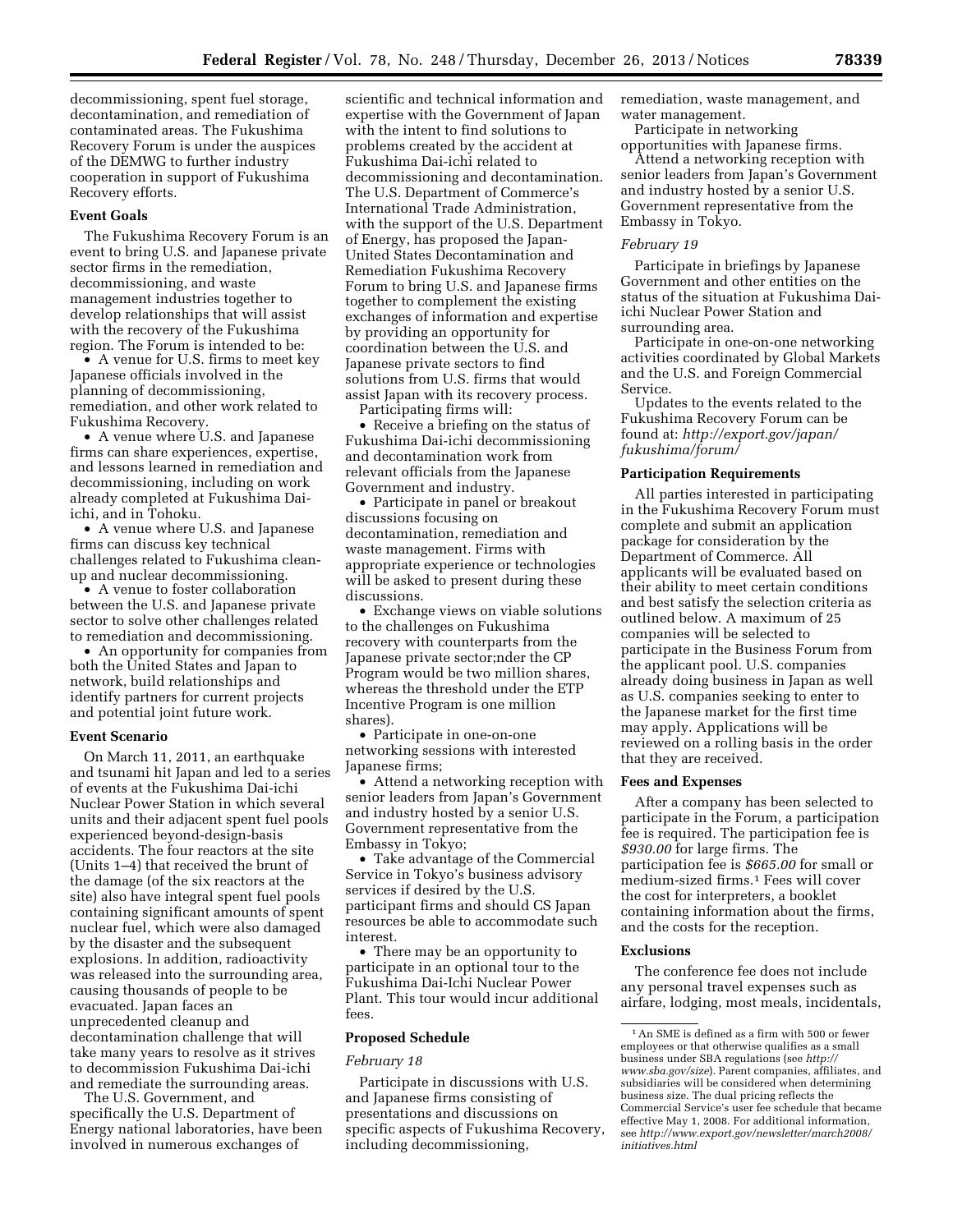decommissioning, spent fuel storage, decontamination, and remediation of contaminated areas. The Fukushima Recovery Forum is under the auspices of the DEMWG to further industry cooperation in support of Fukushima Recovery efforts.

**Event Goals**

The Fukushima Recovery Forum is an event to bring U.S. and Japanese private sector firms in the remediation, decommissioning, and waste management industries together to develop relationships that will assist with the recovery of the Fukushima region. The Forum is intended to be:

- A venue for U.S. firms to meet key Japanese officials involved in the planning of decommissioning, remediation, and other work related to Fukushima Recovery.
- A venue where U.S. and Japanese firms can share experiences, expertise, and lessons learned in remediation and decommissioning, including on work already completed at Fukushima Dai-ichi, and in Tohoku.
- A venue where U.S. and Japanese firms can discuss key technical challenges related to Fukushima clean-up and nuclear decommissioning.
- A venue to foster collaboration between the U.S. and Japanese private sector to solve other challenges related to remediation and decommissioning.
- An opportunity for companies from both the United States and Japan to network, build relationships and identify partners for current projects and potential joint future work.

**Event Scenario**

On March 11, 2011, an earthquake and tsunami hit Japan and led to a series of events at the Fukushima Dai-ichi Nuclear Power Station in which several units and their adjacent spent fuel pools experienced beyond-design-basis accidents. The four reactors at the site (Units 1–4) that received the brunt of the damage (of the six reactors at the site) also have integral spent fuel pools containing significant amounts of spent nuclear fuel, which were also damaged by the disaster and the subsequent explosions. In addition, radioactivity was released into the surrounding area, causing thousands of people to be evacuated. Japan faces an unprecedented cleanup and decontamination challenge that will take many years to resolve as it strives to decommission Fukushima Dai-ichi and remediate the surrounding areas.

The U.S. Government, and specifically the U.S. Department of Energy national laboratories, have been involved in numerous exchanges of scientific and technical information and expertise with the Government of Japan with the intent to find solutions to problems created by the accident at Fukushima Dai-ichi related to decommissioning and decontamination. The U.S. Department of Commerce's International Trade Administration, with the support of the U.S. Department of Energy, has proposed the Japan-United States Decontamination and Remediation Fukushima Recovery Forum to bring U.S. and Japanese firms together to complement the existing exchanges of information and expertise by providing an opportunity for coordination between the U.S. and Japanese private sectors to find solutions from U.S. firms that would assist Japan with its recovery process.

Participating firms will:

- Receive a briefing on the status of Fukushima Dai-ichi decommissioning and decontamination work from relevant officials from the Japanese Government and industry.
- Participate in panel or breakout discussions focusing on decontamination, remediation and waste management. Firms with appropriate experience or technologies will be asked to present during these discussions.
- Exchange views on viable solutions to the challenges on Fukushima recovery with counterparts from the Japanese private sector;nder the CP Program would be two million shares, whereas the threshold under the ETP Incentive Program is one million shares).
- Participate in one-on-one networking sessions with interested Japanese firms;
- Attend a networking reception with senior leaders from Japan's Government and industry hosted by a senior U.S. Government representative from the Embassy in Tokyo;
- Take advantage of the Commercial Service in Tokyo's business advisory services if desired by the U.S. participant firms and should CS Japan resources be able to accommodate such interest.
- There may be an opportunity to participate in an optional tour to the Fukushima Dai-Ichi Nuclear Power Plant. This tour would incur additional fees.

**Proposed Schedule**

*February 18*

Participate in discussions with U.S. and Japanese firms consisting of presentations and discussions on specific aspects of Fukushima Recovery, including decommissioning, remediation, waste management, and water management.

Participate in networking opportunities with Japanese firms.

Attend a networking reception with senior leaders from Japan's Government and industry hosted by a senior U.S. Government representative from the Embassy in Tokyo.

*February 19*

Participate in briefings by Japanese Government and other entities on the status of the situation at Fukushima Dai-ichi Nuclear Power Station and surrounding area.

Participate in one-on-one networking activities coordinated by Global Markets and the U.S. and Foreign Commercial Service.

Updates to the events related to the Fukushima Recovery Forum can be found at: *http://export.gov/japan/fukushima/forum/*

**Participation Requirements**

All parties interested in participating in the Fukushima Recovery Forum must complete and submit an application package for consideration by the Department of Commerce. All applicants will be evaluated based on their ability to meet certain conditions and best satisfy the selection criteria as outlined below. A maximum of 25 companies will be selected to participate in the Business Forum from the applicant pool. U.S. companies already doing business in Japan as well as U.S. companies seeking to enter to the Japanese market for the first time may apply. Applications will be reviewed on a rolling basis in the order that they are received.

**Fees and Expenses**

After a company has been selected to participate in the Forum, a participation fee is required. The participation fee is *$930.00* for large firms. The participation fee is *$665.00* for small or medium-sized firms.[1] Fees will cover the cost for interpreters, a booklet containing information about the firms, and the costs for the reception.

**Exclusions**

The conference fee does not include any personal travel expenses such as airfare, lodging, most meals, incidentals,

[1] An SME is defined as a firm with 500 or fewer employees or that otherwise qualifies as a small business under SBA regulations (see *http://www.sba.gov/size*). Parent companies, affiliates, and subsidiaries will be considered when determining business size. The dual pricing reflects the Commercial Service's user fee schedule that became effective May 1, 2008. For additional information, see *http://www.export.gov/newsletter/march2008/initiatives.html*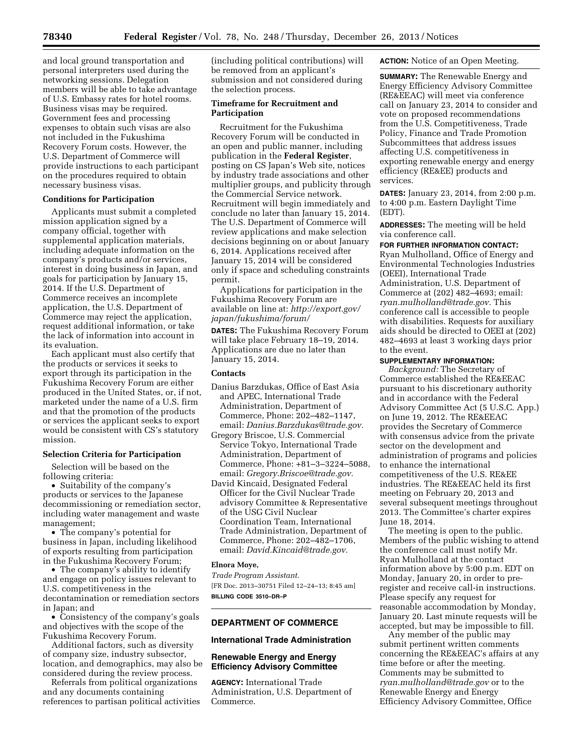and local ground transportation and personal interpreters used during the networking sessions. Delegation members will be able to take advantage of U.S. Embassy rates for hotel rooms. Business visas may be required. Government fees and processing expenses to obtain such visas are also not included in the Fukushima Recovery Forum costs. However, the U.S. Department of Commerce will provide instructions to each participant on the procedures required to obtain necessary business visas.

**Conditions for Participation**

Applicants must submit a completed mission application signed by a company official, together with supplemental application materials, including adequate information on the company's products and/or services, interest in doing business in Japan, and goals for participation by January 15, 2014. If the U.S. Department of Commerce receives an incomplete application, the U.S. Department of Commerce may reject the application, request additional information, or take the lack of information into account in its evaluation.

Each applicant must also certify that the products or services it seeks to export through its participation in the Fukushima Recovery Forum are either produced in the United States, or, if not, marketed under the name of a U.S. firm and that the promotion of the products or services the applicant seeks to export would be consistent with CS's statutory mission.

**Selection Criteria for Participation**

Selection will be based on the following criteria:

- Suitability of the company's products or services to the Japanese decommissioning or remediation sector, including water management and waste management;
- The company's potential for business in Japan, including likelihood of exports resulting from participation in the Fukushima Recovery Forum;
- The company's ability to identify and engage on policy issues relevant to U.S. competitiveness in the decontamination or remediation sectors in Japan; and
- Consistency of the company's goals and objectives with the scope of the Fukushima Recovery Forum.

Additional factors, such as diversity of company size, industry subsector, location, and demographics, may also be considered during the review process.

Referrals from political organizations and any documents containing references to partisan political activities (including political contributions) will be removed from an applicant's submission and not considered during the selection process.

**Timeframe for Recruitment and Participation**

Recruitment for the Fukushima Recovery Forum will be conducted in an open and public manner, including publication in the **Federal Register**, posting on CS Japan's Web site, notices by industry trade associations and other multiplier groups, and publicity through the Commercial Service network. Recruitment will begin immediately and conclude no later than January 15, 2014. The U.S. Department of Commerce will review applications and make selection decisions beginning on or about January 6, 2014. Applications received after January 15, 2014 will be considered only if space and scheduling constraints permit.

Applications for participation in the Fukushima Recovery Forum are available on line at: *http://export.gov/japan/fukushima/forum/*

**DATES:** The Fukushima Recovery Forum will take place February 18–19, 2014. Applications are due no later than January 15, 2014.

**Contacts**

Danius Barzdukas, Office of East Asia and APEC, International Trade Administration, Department of Commerce, Phone: 202–482–1147, email: *Danius.Barzdukas@trade.gov.*

Gregory Briscoe, U.S. Commercial Service Tokyo, International Trade Administration, Department of Commerce, Phone: +81–3–3224–5088, email: *Gregory.Briscoe@trade.gov.*

David Kincaid, Designated Federal Officer for the Civil Nuclear Trade advisory Committee & Representative of the USG Civil Nuclear Coordination Team, International Trade Administration, Department of Commerce, Phone: 202–482–1706, email: *David.Kincaid@trade.gov.*

**Elnora Moye,**

*Trade Program Assistant.*

[FR Doc. 2013–30751 Filed 12–24–13; 8:45 am]

**BILLING CODE 3510–DR–P**

## DEPARTMENT OF COMMERCE

### International Trade Administration

### Renewable Energy and Energy Efficiency Advisory Committee

**AGENCY:** International Trade Administration, U.S. Department of Commerce.

**ACTION:** Notice of an Open Meeting.

**SUMMARY:** The Renewable Energy and Energy Efficiency Advisory Committee (RE&EEAC) will meet via conference call on January 23, 2014 to consider and vote on proposed recommendations from the U.S. Competitiveness, Trade Policy, Finance and Trade Promotion Subcommittees that address issues affecting U.S. competitiveness in exporting renewable energy and energy efficiency (RE&EE) products and services.

**DATES:** January 23, 2014, from 2:00 p.m. to 4:00 p.m. Eastern Daylight Time (EDT).

**ADDRESSES:** The meeting will be held via conference call.

**FOR FURTHER INFORMATION CONTACT:** Ryan Mulholland, Office of Energy and Environmental Technologies Industries (OEEI), International Trade Administration, U.S. Department of Commerce at (202) 482–4693; email: *ryan.mulholland@trade.gov.* This conference call is accessible to people with disabilities. Requests for auxiliary aids should be directed to OEEI at (202) 482–4693 at least 3 working days prior to the event.

**SUPPLEMENTARY INFORMATION:**

*Background:* The Secretary of Commerce established the RE&EEAC pursuant to his discretionary authority and in accordance with the Federal Advisory Committee Act (5 U.S.C. App.) on June 19, 2012. The RE&EEAC provides the Secretary of Commerce with consensus advice from the private sector on the development and administration of programs and policies to enhance the international competitiveness of the U.S. RE&EE industries. The RE&EEAC held its first meeting on February 20, 2013 and several subsequent meetings throughout 2013. The Committee's charter expires June 18, 2014.

The meeting is open to the public. Members of the public wishing to attend the conference call must notify Mr. Ryan Mulholland at the contact information above by 5:00 p.m. EDT on Monday, January 20, in order to pre-register and receive call-in instructions. Please specify any request for reasonable accommodation by Monday, January 20. Last minute requests will be accepted, but may be impossible to fill.

Any member of the public may submit pertinent written comments concerning the RE&EEAC's affairs at any time before or after the meeting. Comments may be submitted to *ryan.mulholland@trade.gov* or to the Renewable Energy and Energy Efficiency Advisory Committee, Office